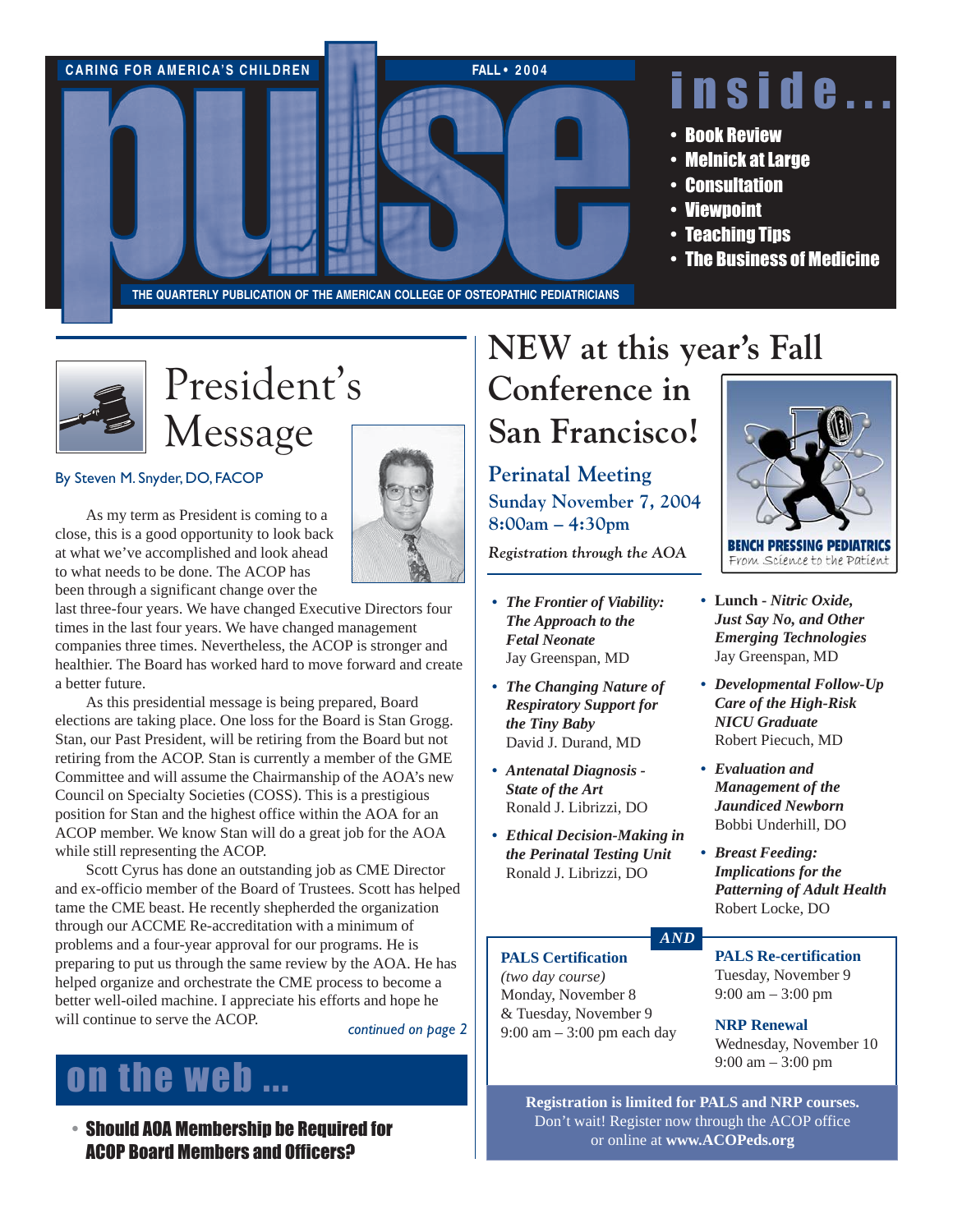CARING FOR AMERICA'S CHILDREN

FALL • 2004

# pulse

THE QUARTERLY PUBLICATION OF THE AMERICAN COLLEGE OF OSTEOPATHIC PEDIATRICIANS

## inside...

- Book Review
- Melnick at Large
- Consultation
- Viewpoint
- Teaching Tips
- The Business of Medicine

## President's Message

By Steven M. Snyder, DO, FACOP

As my term as President is coming to a close, this is a good opportunity to look back at what we've accomplished and look ahead to what needs to be done. The ACOP has been through a significant change over the last three-four years. We have changed Executive Directors four times in the last four years. We have changed management companies three times. Nevertheless, the ACOP is stronger and healthier. The Board has worked hard to move forward and create a better future.

As this presidential message is being prepared, Board elections are taking place. One loss for the Board is Stan Grogg. Stan, our Past President, will be retiring from the Board but not retiring from the ACOP. Stan is currently a member of the GME Committee and will assume the Chairmanship of the AOA's new Council on Specialty Societies (COSS). This is a prestigious position for Stan and the highest office within the AOA for an ACOP member. We know Stan will do a great job for the AOA while still representing the ACOP.

Scott Cyrus has done an outstanding job as CME Director and ex-officio member of the Board of Trustees. Scott has helped tame the CME beast. He recently shepherded the organization through our ACCME Re-accreditation with a minimum of problems and a four-year approval for our programs. He is preparing to put us through the same review by the AOA. He has helped organize and orchestrate the CME process to become a better well-oiled machine. I appreciate his efforts and hope he will continue to serve the ACOP.

*continued on page 2*

## on the web ...

- **Should AOA Membership be Required for ACOP Board Members and Officers?**

# NEW at this year's Fall Conference in San Francisco!

BENCH PRESSING PEDIATRICS
From Science to the Patient

## Perinatal Meeting

### Sunday November 7, 2004
### 8:00am – 4:30pm

*Registration through the AOA*

- ***The Frontier of Viability: The Approach to the Fetal Neonate***
  Jay Greenspan, MD
- ***The Changing Nature of Respiratory Support for the Tiny Baby***
  David J. Durand, MD
- ***Antenatal Diagnosis - State of the Art***
  Ronald J. Librizzi, DO
- ***Ethical Decision-Making in the Perinatal Testing Unit***
  Ronald J. Librizzi, DO
- **Lunch -** ***Nitric Oxide, Just Say No, and Other Emerging Technologies***
  Jay Greenspan, MD
- ***Developmental Follow-Up Care of the High-Risk NICU Graduate***
  Robert Piecuch, MD
- ***Evaluation and Management of the Jaundiced Newborn***
  Bobbi Underhill, DO
- ***Breast Feeding: Implications for the Patterning of Adult Health***
  Robert Locke, DO

***AND***

**PALS Certification**
*(two day course)*
Monday, November 8
& Tuesday, November 9
9:00 am – 3:00 pm each day

**PALS Re-certification**
Tuesday, November 9
9:00 am – 3:00 pm

**NRP Renewal**
Wednesday, November 10
9:00 am – 3:00 pm

**Registration is limited for PALS and NRP courses.**
Don't wait! Register now through the ACOP office or online at **www.ACOPeds.org**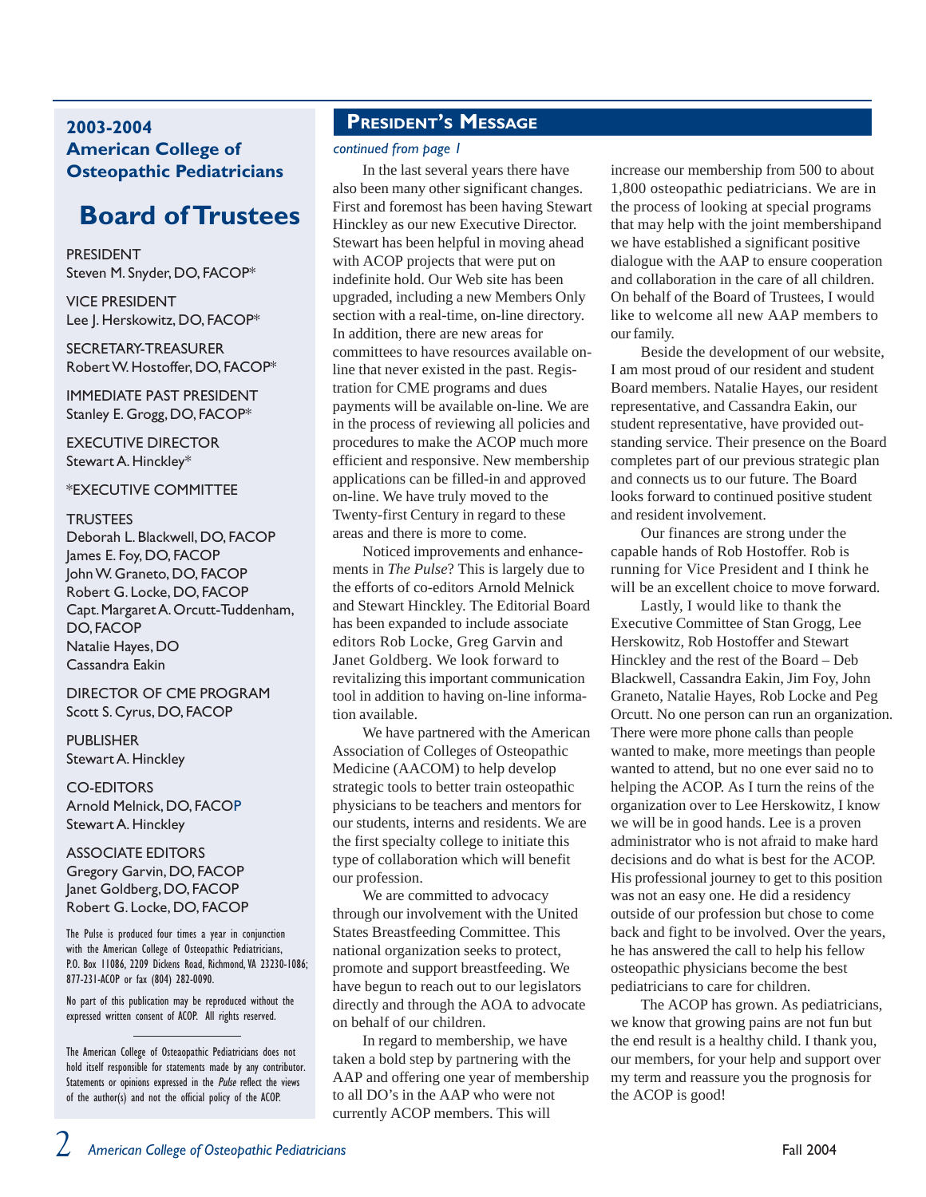## 2003-2004 American College of Osteopathic Pediatricians

# Board of Trustees

PRESIDENT
Steven M. Snyder, DO, FACOP*

VICE PRESIDENT
Lee J. Herskowitz, DO, FACOP*

SECRETARY-TREASURER
Robert W. Hostoffer, DO, FACOP*

IMMEDIATE PAST PRESIDENT
Stanley E. Grogg, DO, FACOP*

EXECUTIVE DIRECTOR
Stewart A. Hinckley*

*EXECUTIVE COMMITTEE

TRUSTEES
Deborah L. Blackwell, DO, FACOP
James E. Foy, DO, FACOP
John W. Graneto, DO, FACOP
Robert G. Locke, DO, FACOP
Capt. Margaret A. Orcutt-Tuddenham, DO, FACOP
Natalie Hayes, DO
Cassandra Eakin

DIRECTOR OF CME PROGRAM
Scott S. Cyrus, DO, FACOP

PUBLISHER
Stewart A. Hinckley

CO-EDITORS
Arnold Melnick, DO, FACOP
Stewart A. Hinckley

ASSOCIATE EDITORS
Gregory Garvin, DO, FACOP
Janet Goldberg, DO, FACOP
Robert G. Locke, DO, FACOP

The Pulse is produced four times a year in conjunction with the American College of Osteopathic Pediatricians, P.O. Box 11086, 2209 Dickens Road, Richmond, VA 23230-1086; 877-231-ACOP or fax (804) 282-0090.

No part of this publication may be reproduced without the expressed written consent of ACOP. All rights reserved.

The American College of Osteaopathic Pediatricians does not hold itself responsible for statements made by any contributor. Statements or opinions expressed in the *Pulse* reflect the views of the author(s) and not the official policy of the ACOP.

## President's Message

*continued from page 1*

In the last several years there have also been many other significant changes. First and foremost has been having Stewart Hinckley as our new Executive Director. Stewart has been helpful in moving ahead with ACOP projects that were put on indefinite hold. Our Web site has been upgraded, including a new Members Only section with a real-time, on-line directory. In addition, there are new areas for committees to have resources available on-line that never existed in the past. Registration for CME programs and dues payments will be available on-line. We are in the process of reviewing all policies and procedures to make the ACOP much more efficient and responsive. New membership applications can be filled-in and approved on-line. We have truly moved to the Twenty-first Century in regard to these areas and there is more to come.

Noticed improvements and enhancements in *The Pulse*? This is largely due to the efforts of co-editors Arnold Melnick and Stewart Hinckley. The Editorial Board has been expanded to include associate editors Rob Locke, Greg Garvin and Janet Goldberg. We look forward to revitalizing this important communication tool in addition to having on-line information available.

We have partnered with the American Association of Colleges of Osteopathic Medicine (AACOM) to help develop strategic tools to better train osteopathic physicians to be teachers and mentors for our students, interns and residents. We are the first specialty college to initiate this type of collaboration which will benefit our profession.

We are committed to advocacy through our involvement with the United States Breastfeeding Committee. This national organization seeks to protect, promote and support breastfeeding. We have begun to reach out to our legislators directly and through the AOA to advocate on behalf of our children.

In regard to membership, we have taken a bold step by partnering with the AAP and offering one year of membership to all DO's in the AAP who were not currently ACOP members. This will increase our membership from 500 to about 1,800 osteopathic pediatricians. We are in the process of looking at special programs that may help with the joint membershipand we have established a significant positive dialogue with the AAP to ensure cooperation and collaboration in the care of all children. On behalf of the Board of Trustees, I would like to welcome all new AAP members to our family.

Beside the development of our website, I am most proud of our resident and student Board members. Natalie Hayes, our resident representative, and Cassandra Eakin, our student representative, have provided outstanding service. Their presence on the Board completes part of our previous strategic plan and connects us to our future. The Board looks forward to continued positive student and resident involvement.

Our finances are strong under the capable hands of Rob Hostoffer. Rob is running for Vice President and I think he will be an excellent choice to move forward.

Lastly, I would like to thank the Executive Committee of Stan Grogg, Lee Herskowitz, Rob Hostoffer and Stewart Hinckley and the rest of the Board – Deb Blackwell, Cassandra Eakin, Jim Foy, John Graneto, Natalie Hayes, Rob Locke and Peg Orcutt. No one person can run an organization. There were more phone calls than people wanted to make, more meetings than people wanted to attend, but no one ever said no to helping the ACOP. As I turn the reins of the organization over to Lee Herskowitz, I know we will be in good hands. Lee is a proven administrator who is not afraid to make hard decisions and do what is best for the ACOP. His professional journey to get to this position was not an easy one. He did a residency outside of our profession but chose to come back and fight to be involved. Over the years, he has answered the call to help his fellow osteopathic physicians become the best pediatricians to care for children.

The ACOP has grown. As pediatricians, we know that growing pains are not fun but the end result is a healthy child. I thank you, our members, for your help and support over my term and reassure you the prognosis for the ACOP is good!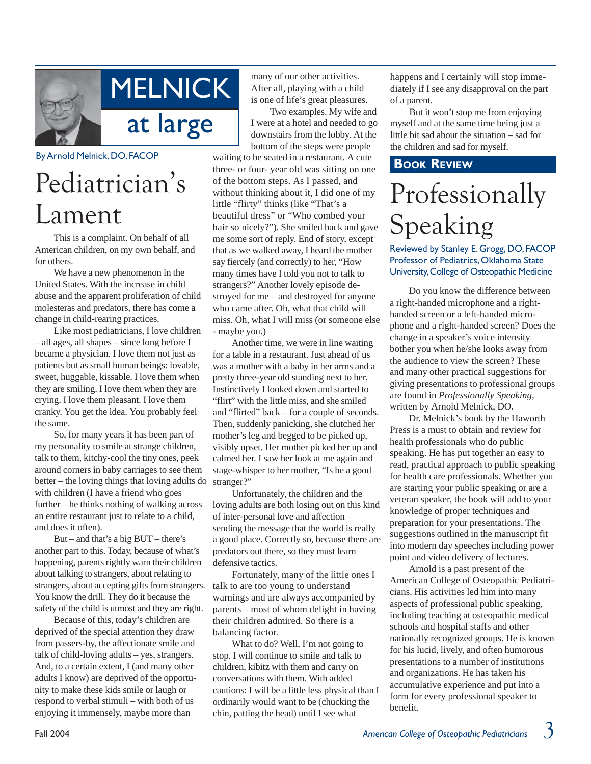# MELNICK at large

By Arnold Melnick, DO, FACOP

## Pediatrician's Lament

This is a complaint. On behalf of all American children, on my own behalf, and for others.

We have a new phenomenon in the United States. With the increase in child abuse and the apparent proliferation of child molesteras and predators, there has come a change in child-rearing practices.

Like most pediatricians, I love children – all ages, all shapes – since long before I became a physician. I love them not just as patients but as small human beings: lovable, sweet, huggable, kissable. I love them when they are smiling. I love them when they are crying. I love them pleasant. I love them cranky. You get the idea. You probably feel the same.

So, for many years it has been part of my personality to smile at strange children, talk to them, kitchy-cool the tiny ones, peek around corners in baby carriages to see them better – the loving things that loving adults do with children (I have a friend who goes further – he thinks nothing of walking across an entire restaurant just to relate to a child, and does it often).

But – and that's a big BUT – there's another part to this. Today, because of what's happening, parents rightly warn their children about talking to strangers, about relating to strangers, about accepting gifts from strangers. You know the drill. They do it because the safety of the child is utmost and they are right.

Because of this, today's children are deprived of the special attention they draw from passers-by, the affectionate smile and talk of child-loving adults – yes, strangers. And, to a certain extent, I (and many other adults I know) are deprived of the opportunity to make these kids smile or laugh or respond to verbal stimuli – with both of us enjoying it immensely, maybe more than many of our other activities. After all, playing with a child is one of life's great pleasures.

Two examples. My wife and I were at a hotel and needed to go downstairs from the lobby. At the bottom of the steps were people waiting to be seated in a restaurant. A cute three- or four- year old was sitting on one of the bottom steps. As I passed, and without thinking about it, I did one of my little "flirty" thinks (like "That's a beautiful dress" or "Who combed your hair so nicely?"). She smiled back and gave me some sort of reply. End of story, except that as we walked away, I heard the mother say fiercely (and correctly) to her, "How many times have I told you not to talk to strangers?" Another lovely episode destroyed for me – and destroyed for anyone who came after. Oh, what that child will miss. Oh, what I will miss (or someone else - maybe you.)

Another time, we were in line waiting for a table in a restaurant. Just ahead of us was a mother with a baby in her arms and a pretty three-year old standing next to her. Instinctively I looked down and started to "flirt" with the little miss, and she smiled and "flirted" back – for a couple of seconds. Then, suddenly panicking, she clutched her mother's leg and begged to be picked up, visibly upset. Her mother picked her up and calmed her. I saw her look at me again and stage-whisper to her mother, "Is he a good stranger?"

Unfortunately, the children and the loving adults are both losing out on this kind of inter-personal love and affection – sending the message that the world is really a good place. Correctly so, because there are predators out there, so they must learn defensive tactics.

Fortunately, many of the little ones I talk to are too young to understand warnings and are always accompanied by parents – most of whom delight in having their children admired. So there is a balancing factor.

What to do? Well, I'm not going to stop. I will continue to smile and talk to children, kibitz with them and carry on conversations with them. With added cautions: I will be a little less physical than I ordinarily would want to be (chucking the chin, patting the head) until I see what happens and I certainly will stop immediately if I see any disapproval on the part of a parent.

But it won't stop me from enjoying myself and at the same time being just a little bit sad about the situation – sad for the children and sad for myself.

**BOOK REVIEW**

## Professionally Speaking

Reviewed by Stanley E. Grogg, DO, FACOP
Professor of Pediatrics, Oklahoma State University, College of Osteopathic Medicine

Do you know the difference between a right-handed microphone and a right-handed screen or a left-handed microphone and a right-handed screen? Does the change in a speaker's voice intensity bother you when he/she looks away from the audience to view the screen? These and many other practical suggestions for giving presentations to professional groups are found in *Professionally Speaking*, written by Arnold Melnick, DO.

Dr. Melnick's book by the Haworth Press is a must to obtain and review for health professionals who do public speaking. He has put together an easy to read, practical approach to public speaking for health care professionals. Whether you are starting your public speaking or are a veteran speaker, the book will add to your knowledge of proper techniques and preparation for your presentations. The suggestions outlined in the manuscript fit into modern day speeches including power point and video delivery of lectures.

Arnold is a past present of the American College of Osteopathic Pediatricians. His activities led him into many aspects of professional public speaking, including teaching at osteopathic medical schools and hospital staffs and other nationally recognized groups. He is known for his lucid, lively, and often humorous presentations to a number of institutions and organizations. He has taken his accumulative experience and put into a form for every professional speaker to benefit.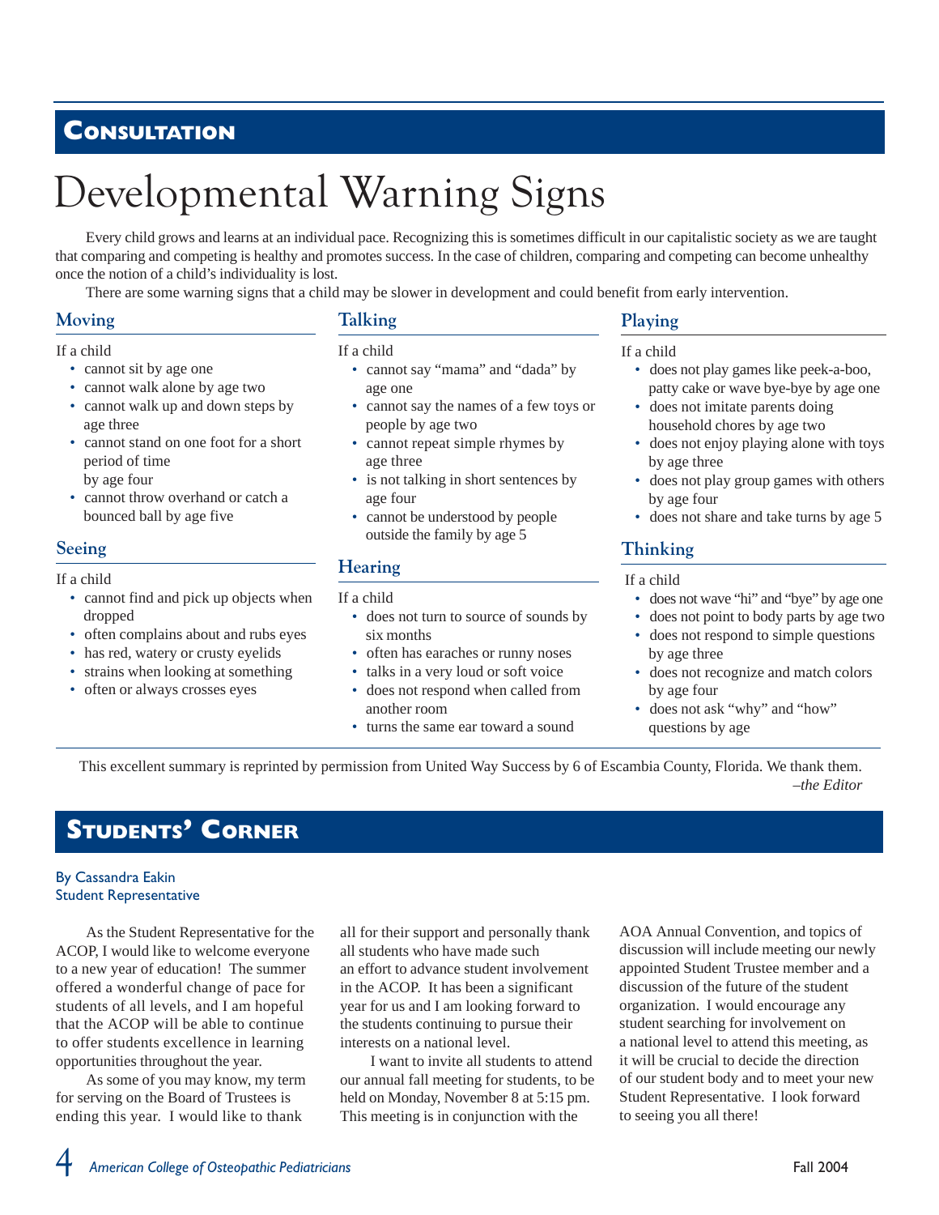## Consultation

# Developmental Warning Signs

Every child grows and learns at an individual pace. Recognizing this is sometimes difficult in our capitalistic society as we are taught that comparing and competing is healthy and promotes success. In the case of children, comparing and competing can become unhealthy once the notion of a child's individuality is lost.

There are some warning signs that a child may be slower in development and could benefit from early intervention.

### Moving

If a child

- cannot sit by age one
- cannot walk alone by age two
- cannot walk up and down steps by age three
- cannot stand on one foot for a short period of time by age four
- cannot throw overhand or catch a bounced ball by age five

### Seeing

If a child

- cannot find and pick up objects when dropped
- often complains about and rubs eyes
- has red, watery or crusty eyelids
- strains when looking at something
- often or always crosses eyes

### Talking

If a child

- cannot say "mama" and "dada" by age one
- cannot say the names of a few toys or people by age two
- cannot repeat simple rhymes by age three
- is not talking in short sentences by age four
- cannot be understood by people outside the family by age 5

### Hearing

If a child

- does not turn to source of sounds by six months
- often has earaches or runny noses
- talks in a very loud or soft voice
- does not respond when called from another room
- turns the same ear toward a sound

### Playing

If a child

- does not play games like peek-a-boo, patty cake or wave bye-bye by age one
- does not imitate parents doing household chores by age two
- does not enjoy playing alone with toys by age three
- does not play group games with others by age four
- does not share and take turns by age 5

### Thinking

If a child

- does not wave "hi" and "bye" by age one
- does not point to body parts by age two
- does not respond to simple questions by age three
- does not recognize and match colors by age four
- does not ask "why" and "how" questions by age

This excellent summary is reprinted by permission from United Way Success by 6 of Escambia County, Florida. We thank them.

*–the Editor*

## Students' Corner

By Cassandra Eakin
Student Representative

As the Student Representative for the ACOP, I would like to welcome everyone to a new year of education! The summer offered a wonderful change of pace for students of all levels, and I am hopeful that the ACOP will be able to continue to offer students excellence in learning opportunities throughout the year.

As some of you may know, my term for serving on the Board of Trustees is ending this year. I would like to thank all for their support and personally thank all students who have made such an effort to advance student involvement in the ACOP. It has been a significant year for us and I am looking forward to the students continuing to pursue their interests on a national level.

I want to invite all students to attend our annual fall meeting for students, to be held on Monday, November 8 at 5:15 pm. This meeting is in conjunction with the AOA Annual Convention, and topics of discussion will include meeting our newly appointed Student Trustee member and a discussion of the future of the student organization. I would encourage any student searching for involvement on a national level to attend this meeting, as it will be crucial to decide the direction of our student body and to meet your new Student Representative. I look forward to seeing you all there!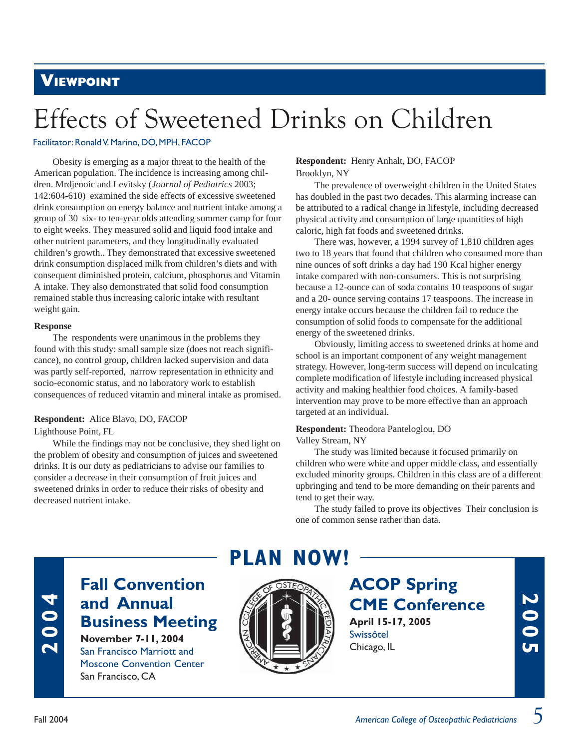## Viewpoint

# Effects of Sweetened Drinks on Children

Facilitator: Ronald V. Marino, DO, MPH, FACOP

Obesity is emerging as a major threat to the health of the American population. The incidence is increasing among children. Mrdjenoic and Levitsky (*Journal of Pediatrics* 2003; 142:604-610) examined the side effects of excessive sweetened drink consumption on energy balance and nutrient intake among a group of 30 six- to ten-year olds attending summer camp for four to eight weeks. They measured solid and liquid food intake and other nutrient parameters, and they longitudinally evaluated children's growth.. They demonstrated that excessive sweetened drink consumption displaced milk from children's diets and with consequent diminished protein, calcium, phosphorus and Vitamin A intake. They also demonstrated that solid food consumption remained stable thus increasing caloric intake with resultant weight gain.

**Response**

The respondents were unanimous in the problems they found with this study: small sample size (does not reach significance), no control group, children lacked supervision and data was partly self-reported, narrow representation in ethnicity and socio-economic status, and no laboratory work to establish consequences of reduced vitamin and mineral intake as promised.

**Respondent:** Alice Blavo, DO, FACOP
Lighthouse Point, FL

While the findings may not be conclusive, they shed light on the problem of obesity and consumption of juices and sweetened drinks. It is our duty as pediatricians to advise our families to consider a decrease in their consumption of fruit juices and sweetened drinks in order to reduce their risks of obesity and decreased nutrient intake.

**Respondent:** Henry Anhalt, DO, FACOP
Brooklyn, NY

The prevalence of overweight children in the United States has doubled in the past two decades. This alarming increase can be attributed to a radical change in lifestyle, including decreased physical activity and consumption of large quantities of high caloric, high fat foods and sweetened drinks.

There was, however, a 1994 survey of 1,810 children ages two to 18 years that found that children who consumed more than nine ounces of soft drinks a day had 190 Kcal higher energy intake compared with non-consumers. This is not surprising because a 12-ounce can of soda contains 10 teaspoons of sugar and a 20- ounce serving contains 17 teaspoons. The increase in energy intake occurs because the children fail to reduce the consumption of solid foods to compensate for the additional energy of the sweetened drinks.

Obviously, limiting access to sweetened drinks at home and school is an important component of any weight management strategy. However, long-term success will depend on inculcating complete modification of lifestyle including increased physical activity and making healthier food choices. A family-based intervention may prove to be more effective than an approach targeted at an individual.

**Respondent:** Theodora Panteloglou, DO
Valley Stream, NY

The study was limited because it focused primarily on children who were white and upper middle class, and essentially excluded minority groups. Children in this class are of a different upbringing and tend to be more demanding on their parents and tend to get their way.

The study failed to prove its objectives Their conclusion is one of common sense rather than data.

## PLAN NOW!

**2004**

### Fall Convention and Annual Business Meeting

**November 7-11, 2004**
San Francisco Marriott and Moscone Convention Center
San Francisco, CA

**2005**

### ACOP Spring CME Conference

**April 15-17, 2005**
Swissôtel
Chicago, IL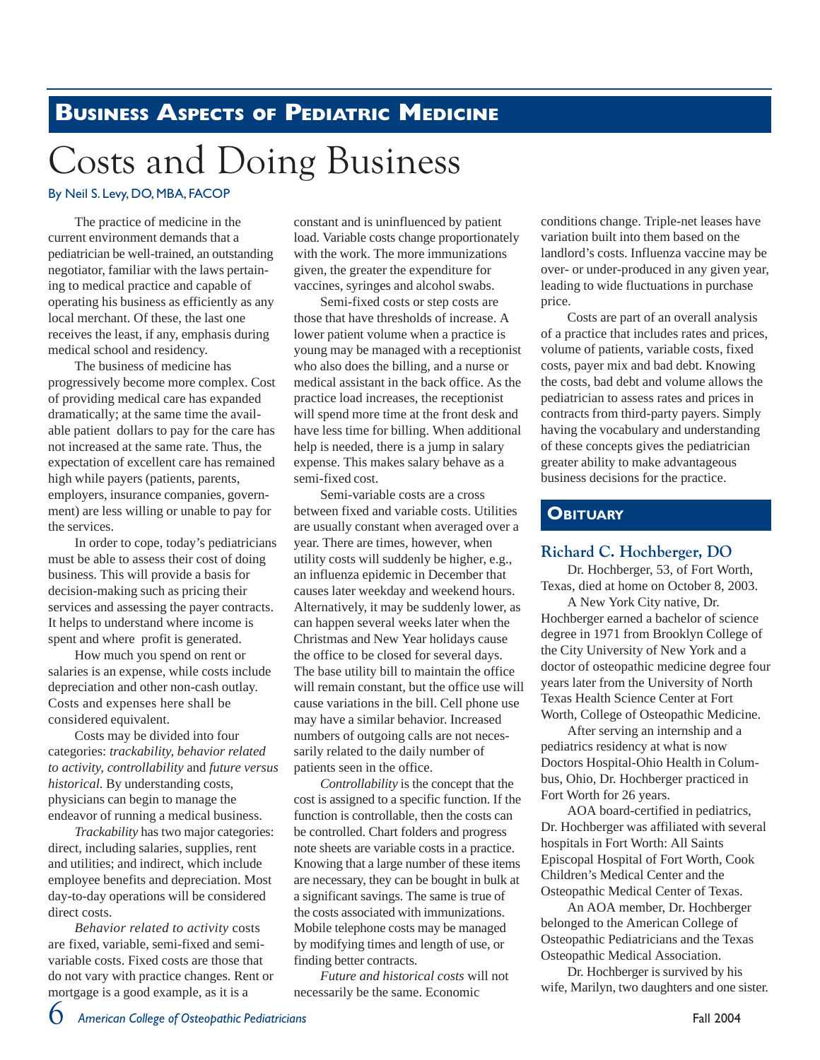## Business Aspects of Pediatric Medicine

# Costs and Doing Business

By Neil S. Levy, DO, MBA, FACOP

The practice of medicine in the current environment demands that a pediatrician be well-trained, an outstanding negotiator, familiar with the laws pertaining to medical practice and capable of operating his business as efficiently as any local merchant. Of these, the last one receives the least, if any, emphasis during medical school and residency.

The business of medicine has progressively become more complex. Cost of providing medical care has expanded dramatically; at the same time the available patient dollars to pay for the care has not increased at the same rate. Thus, the expectation of excellent care has remained high while payers (patients, parents, employers, insurance companies, government) are less willing or unable to pay for the services.

In order to cope, today's pediatricians must be able to assess their cost of doing business. This will provide a basis for decision-making such as pricing their services and assessing the payer contracts. It helps to understand where income is spent and where profit is generated.

How much you spend on rent or salaries is an expense, while costs include depreciation and other non-cash outlay. Costs and expenses here shall be considered equivalent.

Costs may be divided into four categories: *trackability, behavior related to activity, controllability* and *future versus historical.* By understanding costs, physicians can begin to manage the endeavor of running a medical business.

*Trackability* has two major categories: direct, including salaries, supplies, rent and utilities; and indirect, which include employee benefits and depreciation. Most day-to-day operations will be considered direct costs.

*Behavior related to activity* costs are fixed, variable, semi-fixed and semi-variable costs. Fixed costs are those that do not vary with practice changes. Rent or mortgage is a good example, as it is a constant and is uninfluenced by patient load. Variable costs change proportionately with the work. The more immunizations given, the greater the expenditure for vaccines, syringes and alcohol swabs.

Semi-fixed costs or step costs are those that have thresholds of increase. A lower patient volume when a practice is young may be managed with a receptionist who also does the billing, and a nurse or medical assistant in the back office. As the practice load increases, the receptionist will spend more time at the front desk and have less time for billing. When additional help is needed, there is a jump in salary expense. This makes salary behave as a semi-fixed cost.

Semi-variable costs are a cross between fixed and variable costs. Utilities are usually constant when averaged over a year. There are times, however, when utility costs will suddenly be higher, e.g., an influenza epidemic in December that causes later weekday and weekend hours. Alternatively, it may be suddenly lower, as can happen several weeks later when the Christmas and New Year holidays cause the office to be closed for several days. The base utility bill to maintain the office will remain constant, but the office use will cause variations in the bill. Cell phone use may have a similar behavior. Increased numbers of outgoing calls are not necessarily related to the daily number of patients seen in the office.

*Controllability* is the concept that the cost is assigned to a specific function. If the function is controllable, then the costs can be controlled. Chart folders and progress note sheets are variable costs in a practice. Knowing that a large number of these items are necessary, they can be bought in bulk at a significant savings. The same is true of the costs associated with immunizations. Mobile telephone costs may be managed by modifying times and length of use, or finding better contracts.

*Future and historical costs* will not necessarily be the same. Economic conditions change. Triple-net leases have variation built into them based on the landlord's costs. Influenza vaccine may be over- or under-produced in any given year, leading to wide fluctuations in purchase price.

Costs are part of an overall analysis of a practice that includes rates and prices, volume of patients, variable costs, fixed costs, payer mix and bad debt. Knowing the costs, bad debt and volume allows the pediatrician to assess rates and prices in contracts from third-party payers. Simply having the vocabulary and understanding of these concepts gives the pediatrician greater ability to make advantageous business decisions for the practice.

## Obituary

### Richard C. Hochberger, DO

Dr. Hochberger, 53, of Fort Worth, Texas, died at home on October 8, 2003.

A New York City native, Dr. Hochberger earned a bachelor of science degree in 1971 from Brooklyn College of the City University of New York and a doctor of osteopathic medicine degree four years later from the University of North Texas Health Science Center at Fort Worth, College of Osteopathic Medicine.

After serving an internship and a pediatrics residency at what is now Doctors Hospital-Ohio Health in Columbus, Ohio, Dr. Hochberger practiced in Fort Worth for 26 years.

AOA board-certified in pediatrics, Dr. Hochberger was affiliated with several hospitals in Fort Worth: All Saints Episcopal Hospital of Fort Worth, Cook Children's Medical Center and the Osteopathic Medical Center of Texas.

An AOA member, Dr. Hochberger belonged to the American College of Osteopathic Pediatricians and the Texas Osteopathic Medical Association.

Dr. Hochberger is survived by his wife, Marilyn, two daughters and one sister.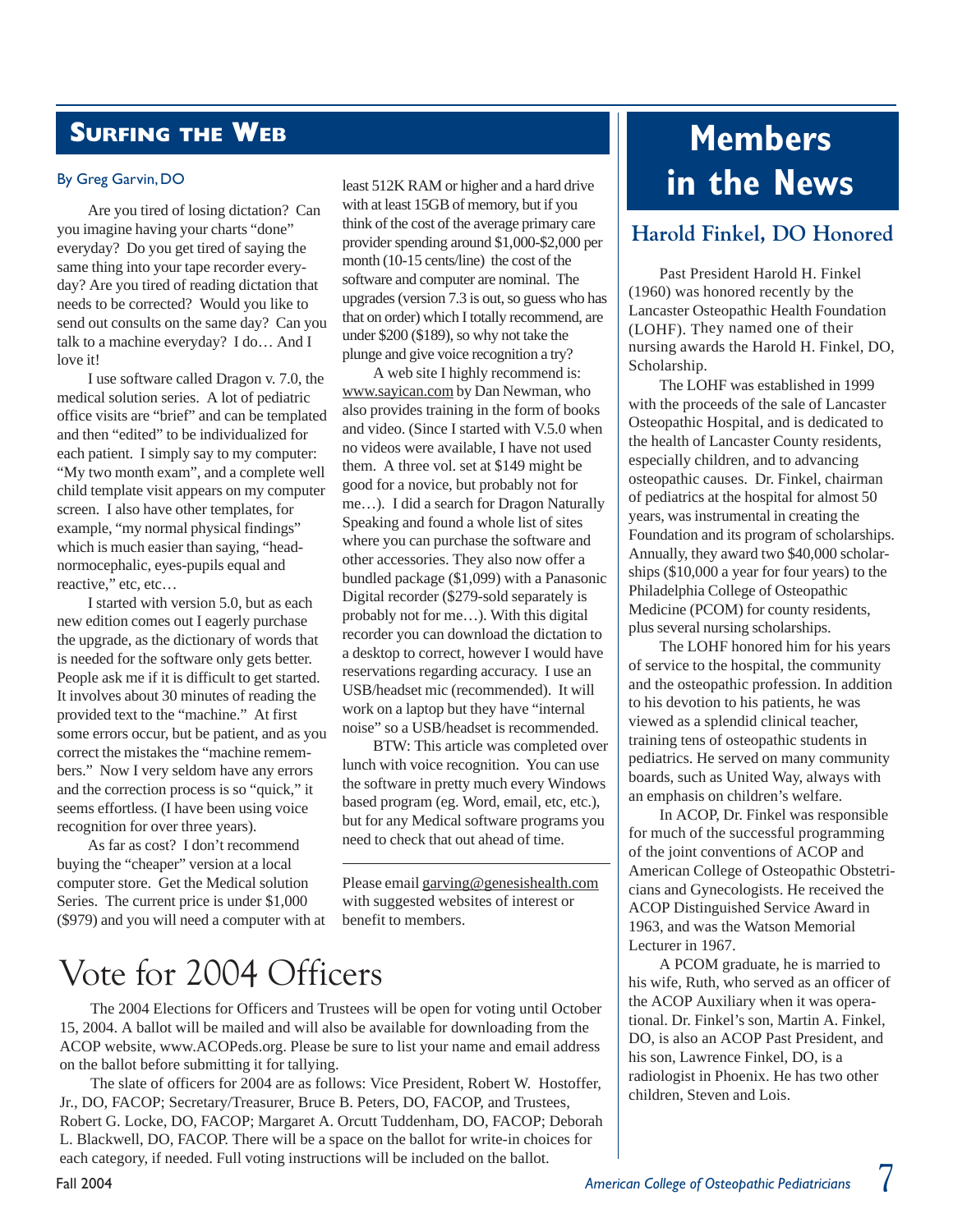## Surfing the Web

By Greg Garvin, DO

Are you tired of losing dictation? Can you imagine having your charts "done" everyday? Do you get tired of saying the same thing into your tape recorder everyday? Are you tired of reading dictation that needs to be corrected? Would you like to send out consults on the same day? Can you talk to a machine everyday? I do… And I love it!

I use software called Dragon v. 7.0, the medical solution series. A lot of pediatric office visits are "brief" and can be templated and then "edited" to be individualized for each patient. I simply say to my computer: "My two month exam", and a complete well child template visit appears on my computer screen. I also have other templates, for example, "my normal physical findings" which is much easier than saying, "head-normocephalic, eyes-pupils equal and reactive," etc, etc…

I started with version 5.0, but as each new edition comes out I eagerly purchase the upgrade, as the dictionary of words that is needed for the software only gets better. People ask me if it is difficult to get started. It involves about 30 minutes of reading the provided text to the "machine." At first some errors occur, but be patient, and as you correct the mistakes the "machine remembers." Now I very seldom have any errors and the correction process is so "quick," it seems effortless. (I have been using voice recognition for over three years).

As far as cost? I don't recommend buying the "cheaper" version at a local computer store. Get the Medical solution Series. The current price is under $1,000 ($979) and you will need a computer with at least 512K RAM or higher and a hard drive with at least 15GB of memory, but if you think of the cost of the average primary care provider spending around $1,000-$2,000 per month (10-15 cents/line) the cost of the software and computer are nominal. The upgrades (version 7.3 is out, so guess who has that on order) which I totally recommend, are under $200 ($189), so why not take the plunge and give voice recognition a try?

A web site I highly recommend is: www.sayican.com by Dan Newman, who also provides training in the form of books and video. (Since I started with V.5.0 when no videos were available, I have not used them. A three vol. set at $149 might be good for a novice, but probably not for me…). I did a search for Dragon Naturally Speaking and found a whole list of sites where you can purchase the software and other accessories. They also now offer a bundled package ($1,099) with a Panasonic Digital recorder ($279-sold separately is probably not for me…). With this digital recorder you can download the dictation to a desktop to correct, however I would have reservations regarding accuracy. I use an USB/headset mic (recommended). It will work on a laptop but they have "internal noise" so a USB/headset is recommended.

BTW: This article was completed over lunch with voice recognition. You can use the software in pretty much every Windows based program (eg. Word, email, etc, etc.), but for any Medical software programs you need to check that out ahead of time.

---

Please email garving@genesishealth.com with suggested websites of interest or benefit to members.

# Vote for 2004 Officers

The 2004 Elections for Officers and Trustees will be open for voting until October 15, 2004. A ballot will be mailed and will also be available for downloading from the ACOP website, www.ACOPeds.org. Please be sure to list your name and email address on the ballot before submitting it for tallying.

The slate of officers for 2004 are as follows: Vice President, Robert W. Hostoffer, Jr., DO, FACOP; Secretary/Treasurer, Bruce B. Peters, DO, FACOP, and Trustees, Robert G. Locke, DO, FACOP; Margaret A. Orcutt Tuddenham, DO, FACOP; Deborah L. Blackwell, DO, FACOP. There will be a space on the ballot for write-in choices for each category, if needed. Full voting instructions will be included on the ballot.

# Members in the News

## Harold Finkel, DO Honored

Past President Harold H. Finkel (1960) was honored recently by the Lancaster Osteopathic Health Foundation (LOHF). They named one of their nursing awards the Harold H. Finkel, DO, Scholarship.

The LOHF was established in 1999 with the proceeds of the sale of Lancaster Osteopathic Hospital, and is dedicated to the health of Lancaster County residents, especially children, and to advancing osteopathic causes. Dr. Finkel, chairman of pediatrics at the hospital for almost 50 years, was instrumental in creating the Foundation and its program of scholarships. Annually, they award two $40,000 scholarships ($10,000 a year for four years) to the Philadelphia College of Osteopathic Medicine (PCOM) for county residents, plus several nursing scholarships.

The LOHF honored him for his years of service to the hospital, the community and the osteopathic profession. In addition to his devotion to his patients, he was viewed as a splendid clinical teacher, training tens of osteopathic students in pediatrics. He served on many community boards, such as United Way, always with an emphasis on children's welfare.

In ACOP, Dr. Finkel was responsible for much of the successful programming of the joint conventions of ACOP and American College of Osteopathic Obstetricians and Gynecologists. He received the ACOP Distinguished Service Award in 1963, and was the Watson Memorial Lecturer in 1967.

A PCOM graduate, he is married to his wife, Ruth, who served as an officer of the ACOP Auxiliary when it was operational. Dr. Finkel's son, Martin A. Finkel, DO, is also an ACOP Past President, and his son, Lawrence Finkel, DO, is a radiologist in Phoenix. He has two other children, Steven and Lois.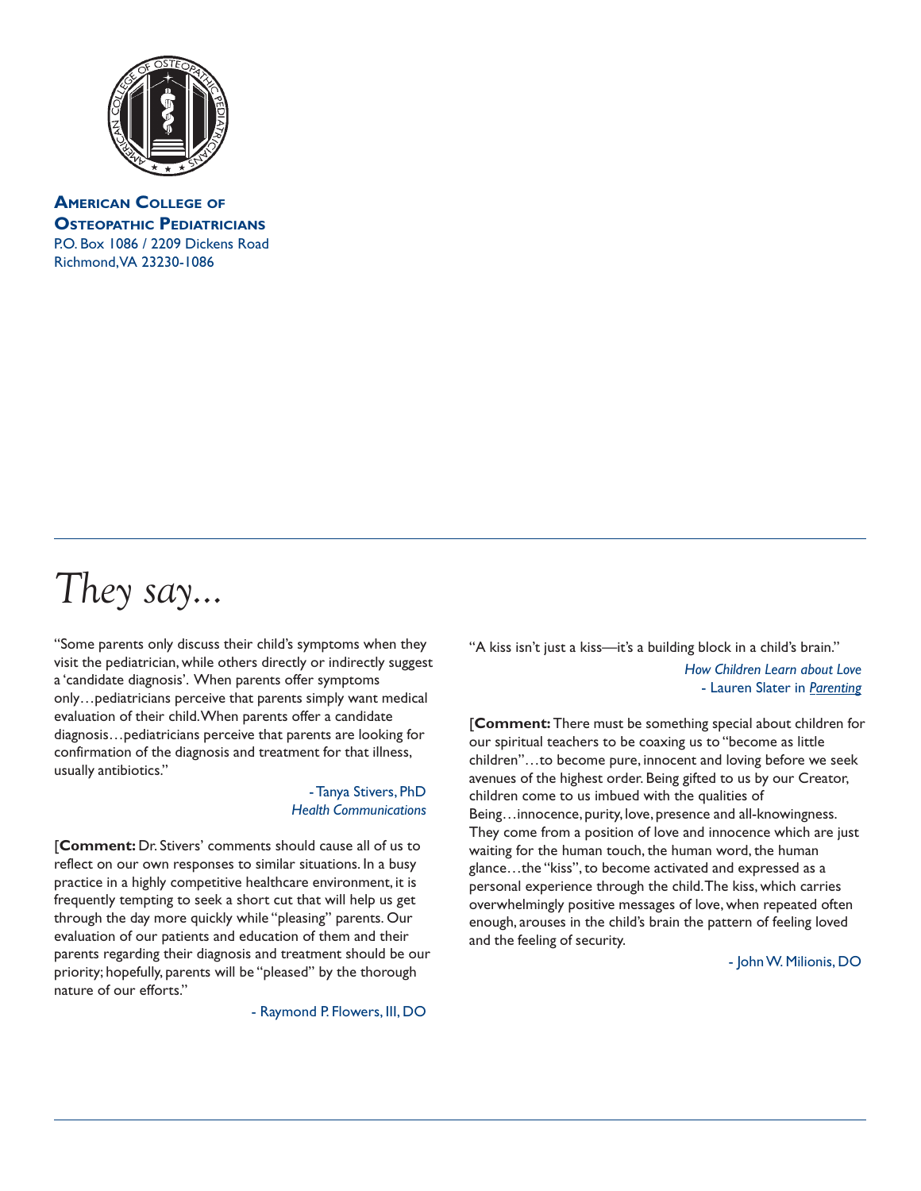**American College of Osteopathic Pediatricians**
P.O. Box 1086 / 2209 Dickens Road
Richmond, VA 23230-1086

# *They say...*

"Some parents only discuss their child's symptoms when they visit the pediatrician, while others directly or indirectly suggest a 'candidate diagnosis'. When parents offer symptoms only…pediatricians perceive that parents simply want medical evaluation of their child. When parents offer a candidate diagnosis…pediatricians perceive that parents are looking for confirmation of the diagnosis and treatment for that illness, usually antibiotics."

- Tanya Stivers, PhD
*Health Communications*

[**Comment:** Dr. Stivers' comments should cause all of us to reflect on our own responses to similar situations. In a busy practice in a highly competitive healthcare environment, it is frequently tempting to seek a short cut that will help us get through the day more quickly while "pleasing" parents. Our evaluation of our patients and education of them and their parents regarding their diagnosis and treatment should be our priority; hopefully, parents will be "pleased" by the thorough nature of our efforts."

- Raymond P. Flowers, III, DO

"A kiss isn't just a kiss—it's a building block in a child's brain."

*How Children Learn about Love*
- Lauren Slater in *Parenting*

[**Comment:** There must be something special about children for our spiritual teachers to be coaxing us to "become as little children"…to become pure, innocent and loving before we seek avenues of the highest order. Being gifted to us by our Creator, children come to us imbued with the qualities of Being…innocence, purity, love, presence and all-knowingness. They come from a position of love and innocence which are just waiting for the human touch, the human word, the human glance…the "kiss", to become activated and expressed as a personal experience through the child. The kiss, which carries overwhelmingly positive messages of love, when repeated often enough, arouses in the child's brain the pattern of feeling loved and the feeling of security.

- John W. Milionis, DO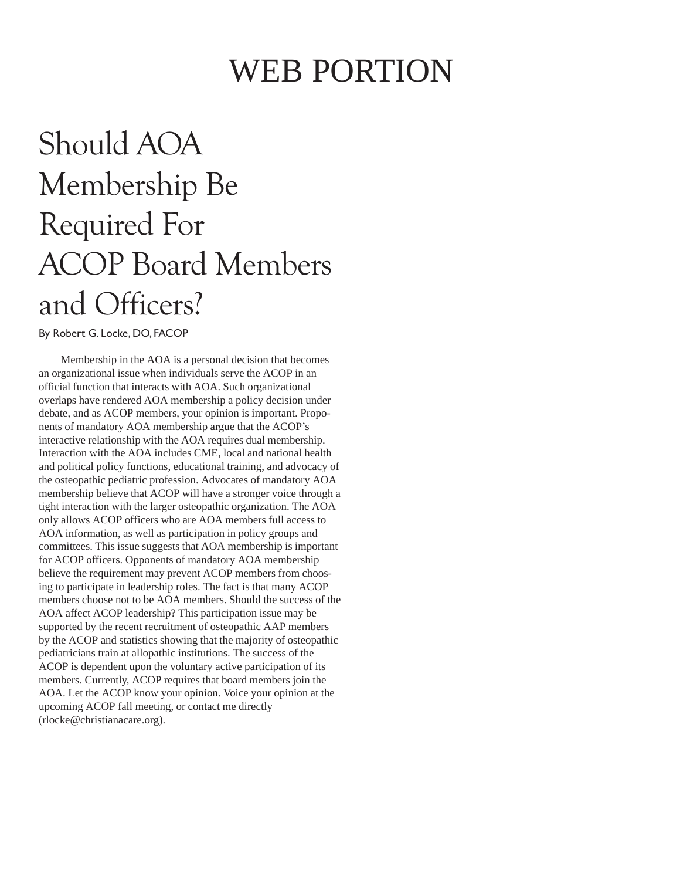# WEB PORTION

## Should AOA Membership Be Required For ACOP Board Members and Officers?

By Robert G. Locke, DO, FACOP

Membership in the AOA is a personal decision that becomes an organizational issue when individuals serve the ACOP in an official function that interacts with AOA. Such organizational overlaps have rendered AOA membership a policy decision under debate, and as ACOP members, your opinion is important. Proponents of mandatory AOA membership argue that the ACOP's interactive relationship with the AOA requires dual membership. Interaction with the AOA includes CME, local and national health and political policy functions, educational training, and advocacy of the osteopathic pediatric profession. Advocates of mandatory AOA membership believe that ACOP will have a stronger voice through a tight interaction with the larger osteopathic organization. The AOA only allows ACOP officers who are AOA members full access to AOA information, as well as participation in policy groups and committees. This issue suggests that AOA membership is important for ACOP officers. Opponents of mandatory AOA membership believe the requirement may prevent ACOP members from choosing to participate in leadership roles. The fact is that many ACOP members choose not to be AOA members. Should the success of the AOA affect ACOP leadership? This participation issue may be supported by the recent recruitment of osteopathic AAP members by the ACOP and statistics showing that the majority of osteopathic pediatricians train at allopathic institutions. The success of the ACOP is dependent upon the voluntary active participation of its members. Currently, ACOP requires that board members join the AOA. Let the ACOP know your opinion. Voice your opinion at the upcoming ACOP fall meeting, or contact me directly (rlocke@christianacare.org).